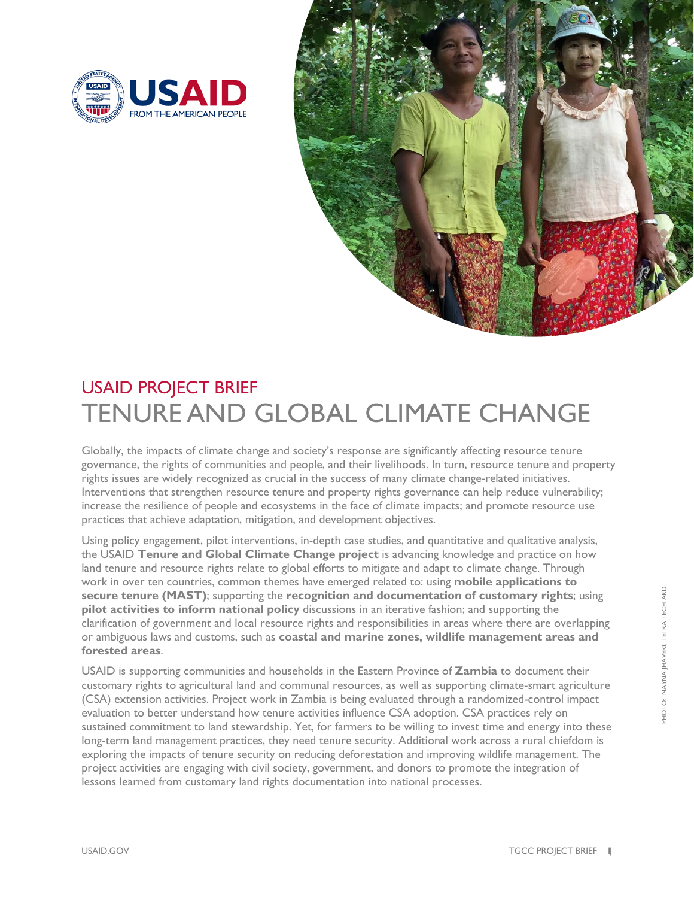USAID PROJECT BRIEF

# TENURE AND GLOBAL CLIMATE CHANGE

Globally, the impacts of climate change and society's response are significantly affecting resource tenure governance, the rights of communities and people, and their livelihoods. In turn, resource tenure and property rights issues are widely recognized as crucial in the success of many climate change-related initiatives. Interventions that strengthen resource tenure and property rights governance can help reduce vulnerability; increase the resilience of people and ecosystems in the face of climate impacts; and promote resource use practices that achieve adaptation, mitigation, and development objectives.

Using policy engagement, pilot interventions, in-depth case studies, and quantitative and qualitative analysis, the USAID **Tenure and Global Climate Change project** is advancing knowledge and practice on how land tenure and resource rights relate to global efforts to mitigate and adapt to climate change. Through work in over ten countries, common themes have emerged related to: using **mobile applications to secure tenure (MAST)**; supporting the **recognition and documentation of customary rights**; using **pilot activities to inform national policy** discussions in an iterative fashion; and supporting the clarification of government and local resource rights and responsibilities in areas where there are overlapping or ambiguous laws and customs, such as **coastal and marine zones, wildlife management areas and forested areas**.

USAID is supporting communities and households in the Eastern Province of **Zambia** to document their customary rights to agricultural land and communal resources, as well as supporting climate-smart agriculture (CSA) extension activities. Project work in Zambia is being evaluated through a randomized-control impact evaluation to better understand how tenure activities influence CSA adoption. CSA practices rely on sustained commitment to land stewardship. Yet, for farmers to be willing to invest time and energy into these long-term land management practices, they need tenure security. Additional work across a rural chiefdom is exploring the impacts of tenure security on reducing deforestation and improving wildlife management. The project activities are engaging with civil society, government, and donors to promote the integration of lessons learned from customary land rights documentation into national processes.

PHOTO: NAYNA JHAVERI, TETRA TECH ARD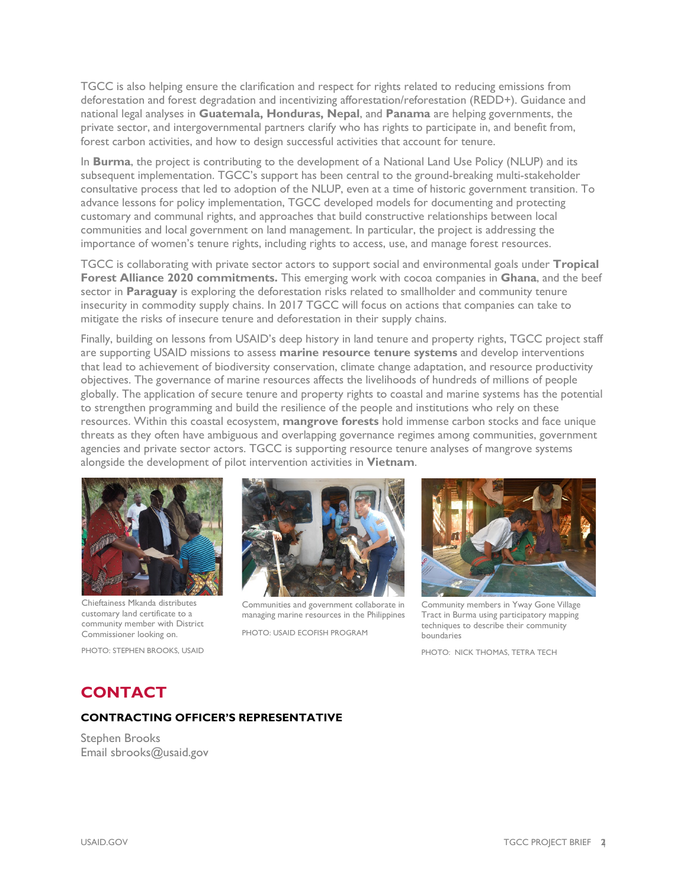TGCC is also helping ensure the clarification and respect for rights related to reducing emissions from deforestation and forest degradation and incentivizing afforestation/reforestation (REDD+). Guidance and national legal analyses in **Guatemala, Honduras, Nepal**, and **Panama** are helping governments, the private sector, and intergovernmental partners clarify who has rights to participate in, and benefit from, forest carbon activities, and how to design successful activities that account for tenure.

In **Burma**, the project is contributing to the development of a National Land Use Policy (NLUP) and its subsequent implementation. TGCC's support has been central to the ground-breaking multi-stakeholder consultative process that led to adoption of the NLUP, even at a time of historic government transition. To advance lessons for policy implementation, TGCC developed models for documenting and protecting customary and communal rights, and approaches that build constructive relationships between local communities and local government on land management. In particular, the project is addressing the importance of women's tenure rights, including rights to access, use, and manage forest resources.

TGCC is collaborating with private sector actors to support social and environmental goals under **Tropical Forest Alliance 2020 commitments.** This emerging work with cocoa companies in **Ghana**, and the beef sector in **Paraguay** is exploring the deforestation risks related to smallholder and community tenure insecurity in commodity supply chains. In 2017 TGCC will focus on actions that companies can take to mitigate the risks of insecure tenure and deforestation in their supply chains.

Finally, building on lessons from USAID's deep history in land tenure and property rights, TGCC project staff are supporting USAID missions to assess **marine resource tenure systems** and develop interventions that lead to achievement of biodiversity conservation, climate change adaptation, and resource productivity objectives. The governance of marine resources affects the livelihoods of hundreds of millions of people globally. The application of secure tenure and property rights to coastal and marine systems has the potential to strengthen programming and build the resilience of the people and institutions who rely on these resources. Within this coastal ecosystem, **mangrove forests** hold immense carbon stocks and face unique threats as they often have ambiguous and overlapping governance regimes among communities, government agencies and private sector actors. TGCC is supporting resource tenure analyses of mangrove systems alongside the development of pilot intervention activities in **Vietnam**.

Chieftainess Mkanda distributes customary land certificate to a community member with District Commissioner looking on.

PHOTO: STEPHEN BROOKS, USAID

Communities and government collaborate in managing marine resources in the Philippines

PHOTO: USAID ECOFISH PROGRAM

Community members in Yway Gone Village Tract in Burma using participatory mapping techniques to describe their community boundaries

PHOTO: NICK THOMAS, TETRA TECH

## CONTACT

### CONTRACTING OFFICER'S REPRESENTATIVE

Stephen Brooks
Email sbrooks@usaid.gov